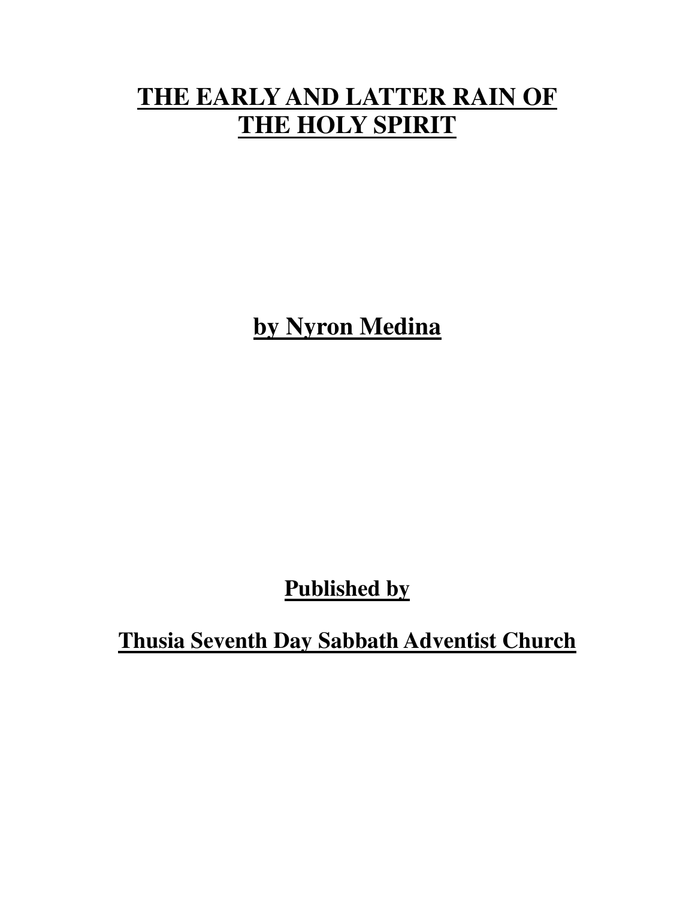# THE EARLY AND LATTER RAIN OF THE HOLY SPIRIT

**by Nyron Medina**

**Published by**

**Thusia Seventh Day Sabbath Adventist Church**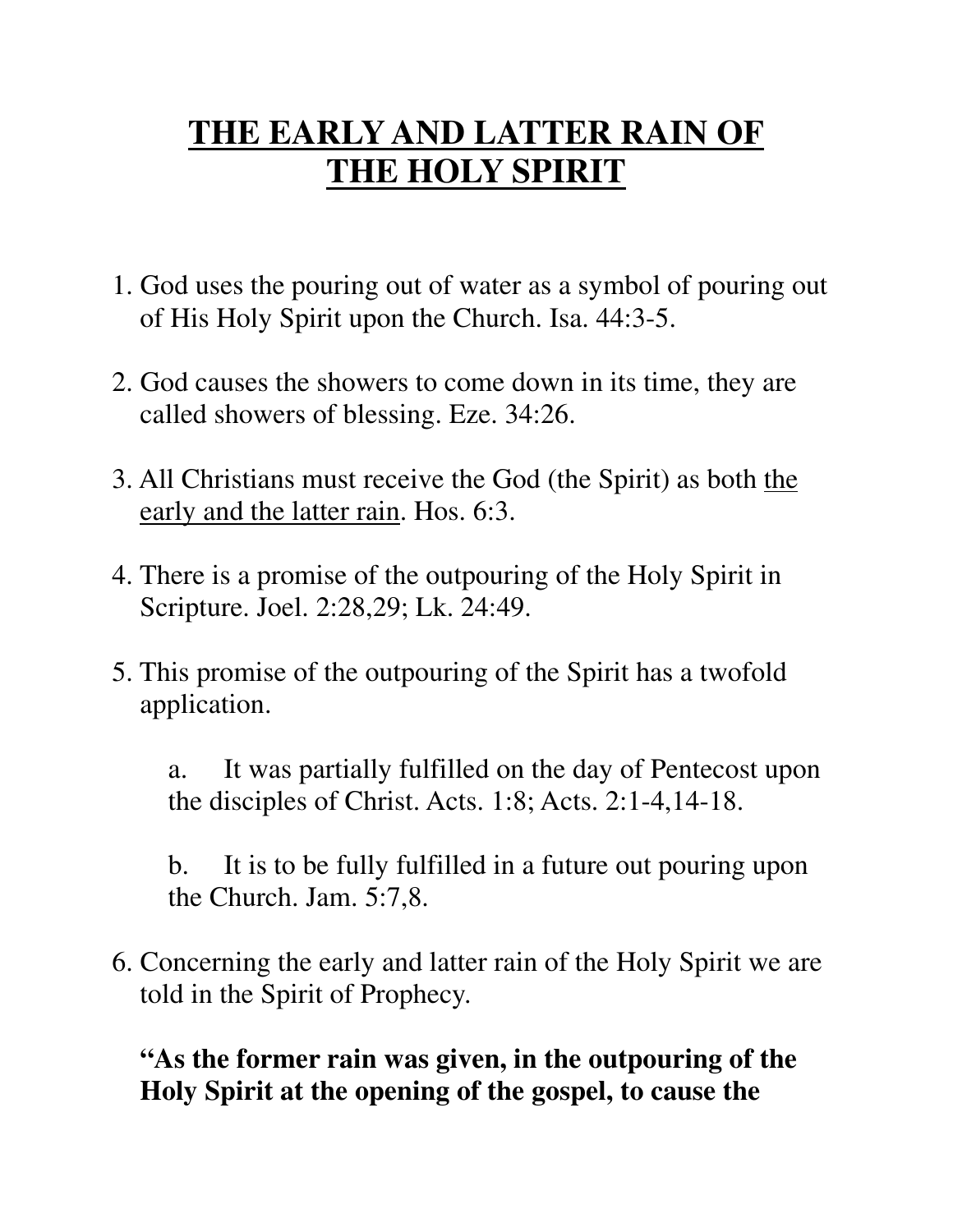# THE EARLY AND LATTER RAIN OF THE HOLY SPIRIT

1. God uses the pouring out of water as a symbol of pouring out of His Holy Spirit upon the Church. Isa. 44:3-5.

2. God causes the showers to come down in its time, they are called showers of blessing. Eze. 34:26.

3. All Christians must receive the God (the Spirit) as both <u>the early and the latter rain</u>. Hos. 6:3.

4. There is a promise of the outpouring of the Holy Spirit in Scripture. Joel. 2:28,29; Lk. 24:49.

5. This promise of the outpouring of the Spirit has a twofold application.

   a. It was partially fulfilled on the day of Pentecost upon the disciples of Christ. Acts. 1:8; Acts. 2:1-4,14-18.

   b. It is to be fully fulfilled in a future out pouring upon the Church. Jam. 5:7,8.

6. Concerning the early and latter rain of the Holy Spirit we are told in the Spirit of Prophecy.

   **"As the former rain was given, in the outpouring of the Holy Spirit at the opening of the gospel, to cause the**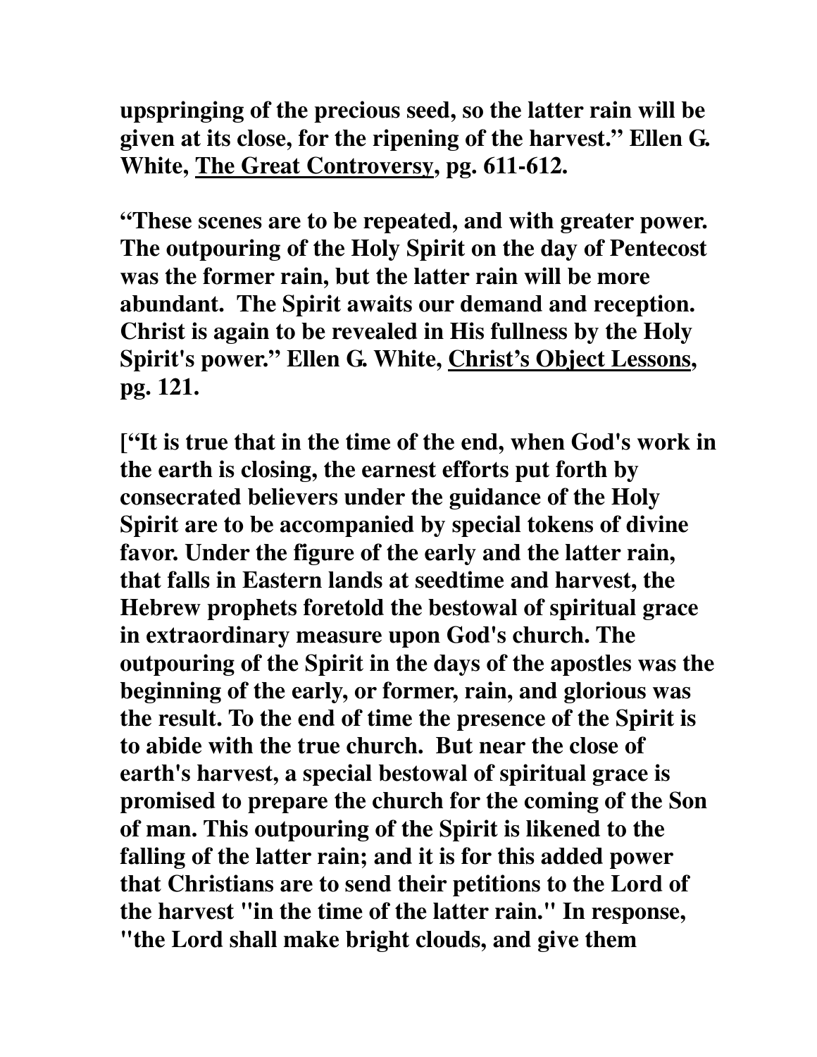**upspringing of the precious seed, so the latter rain will be given at its close, for the ripening of the harvest." Ellen G. White, The Great Controversy, pg. 611-612.**

**"These scenes are to be repeated, and with greater power. The outpouring of the Holy Spirit on the day of Pentecost was the former rain, but the latter rain will be more abundant. The Spirit awaits our demand and reception. Christ is again to be revealed in His fullness by the Holy Spirit's power." Ellen G. White, Christ's Object Lessons, pg. 121.**

**["It is true that in the time of the end, when God's work in the earth is closing, the earnest efforts put forth by consecrated believers under the guidance of the Holy Spirit are to be accompanied by special tokens of divine favor. Under the figure of the early and the latter rain, that falls in Eastern lands at seedtime and harvest, the Hebrew prophets foretold the bestowal of spiritual grace in extraordinary measure upon God's church. The outpouring of the Spirit in the days of the apostles was the beginning of the early, or former, rain, and glorious was the result. To the end of time the presence of the Spirit is to abide with the true church. But near the close of earth's harvest, a special bestowal of spiritual grace is promised to prepare the church for the coming of the Son of man. This outpouring of the Spirit is likened to the falling of the latter rain; and it is for this added power that Christians are to send their petitions to the Lord of the harvest "in the time of the latter rain." In response, "the Lord shall make bright clouds, and give them**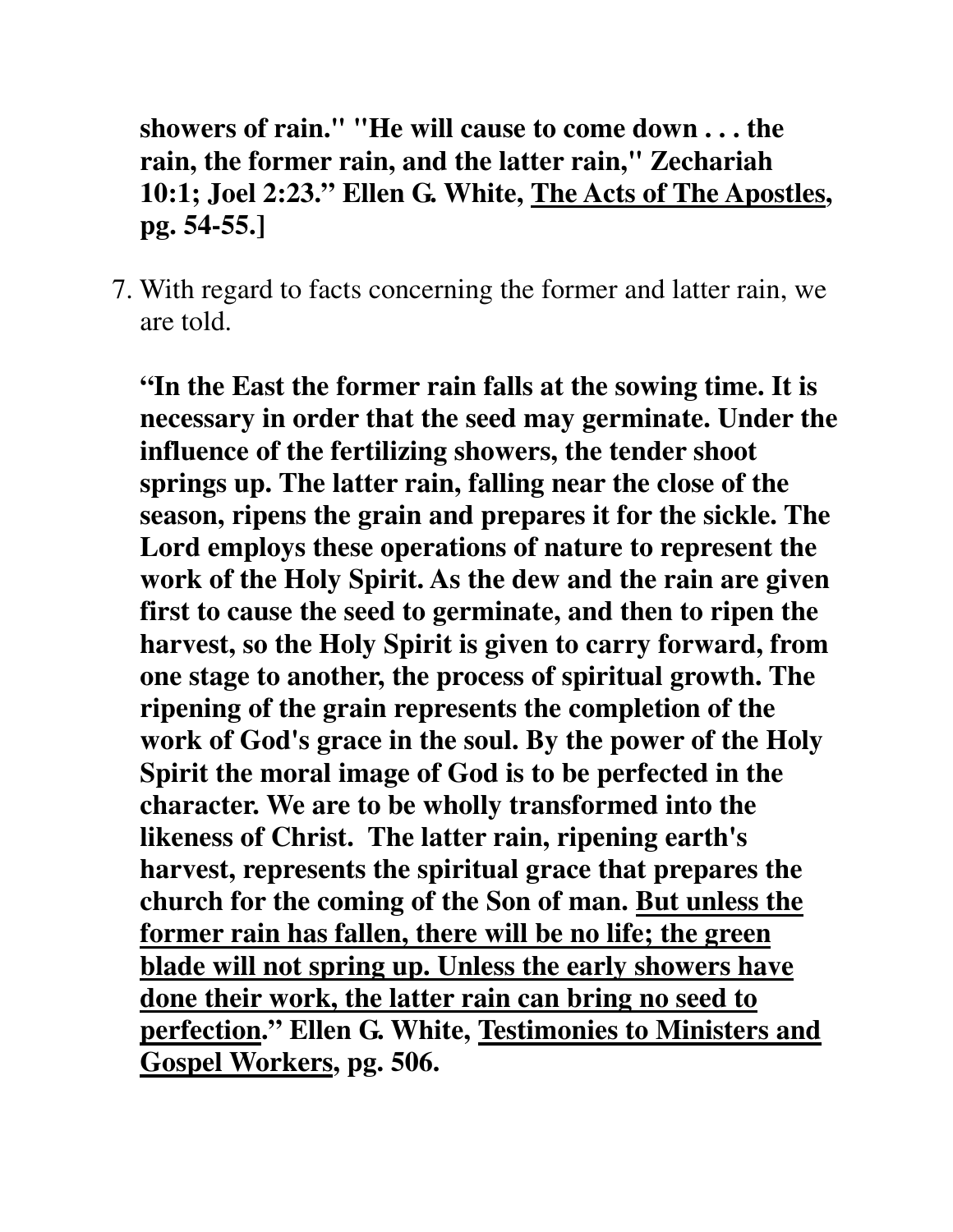**showers of rain." "He will cause to come down . . . the rain, the former rain, and the latter rain," Zechariah 10:1; Joel 2:23." Ellen G. White, <u>The Acts of The Apostles</u>, pg. 54-55.]**

7. With regard to facts concerning the former and latter rain, we are told.

   **"In the East the former rain falls at the sowing time. It is necessary in order that the seed may germinate. Under the influence of the fertilizing showers, the tender shoot springs up. The latter rain, falling near the close of the season, ripens the grain and prepares it for the sickle. The Lord employs these operations of nature to represent the work of the Holy Spirit. As the dew and the rain are given first to cause the seed to germinate, and then to ripen the harvest, so the Holy Spirit is given to carry forward, from one stage to another, the process of spiritual growth. The ripening of the grain represents the completion of the work of God's grace in the soul. By the power of the Holy Spirit the moral image of God is to be perfected in the character. We are to be wholly transformed into the likeness of Christ. The latter rain, ripening earth's harvest, represents the spiritual grace that prepares the church for the coming of the Son of man. <u>But unless the former rain has fallen, there will be no life; the green blade will not spring up. Unless the early showers have done their work, the latter rain can bring no seed to perfection</u>." Ellen G. White, <u>Testimonies to Ministers and Gospel Workers</u>, pg. 506.**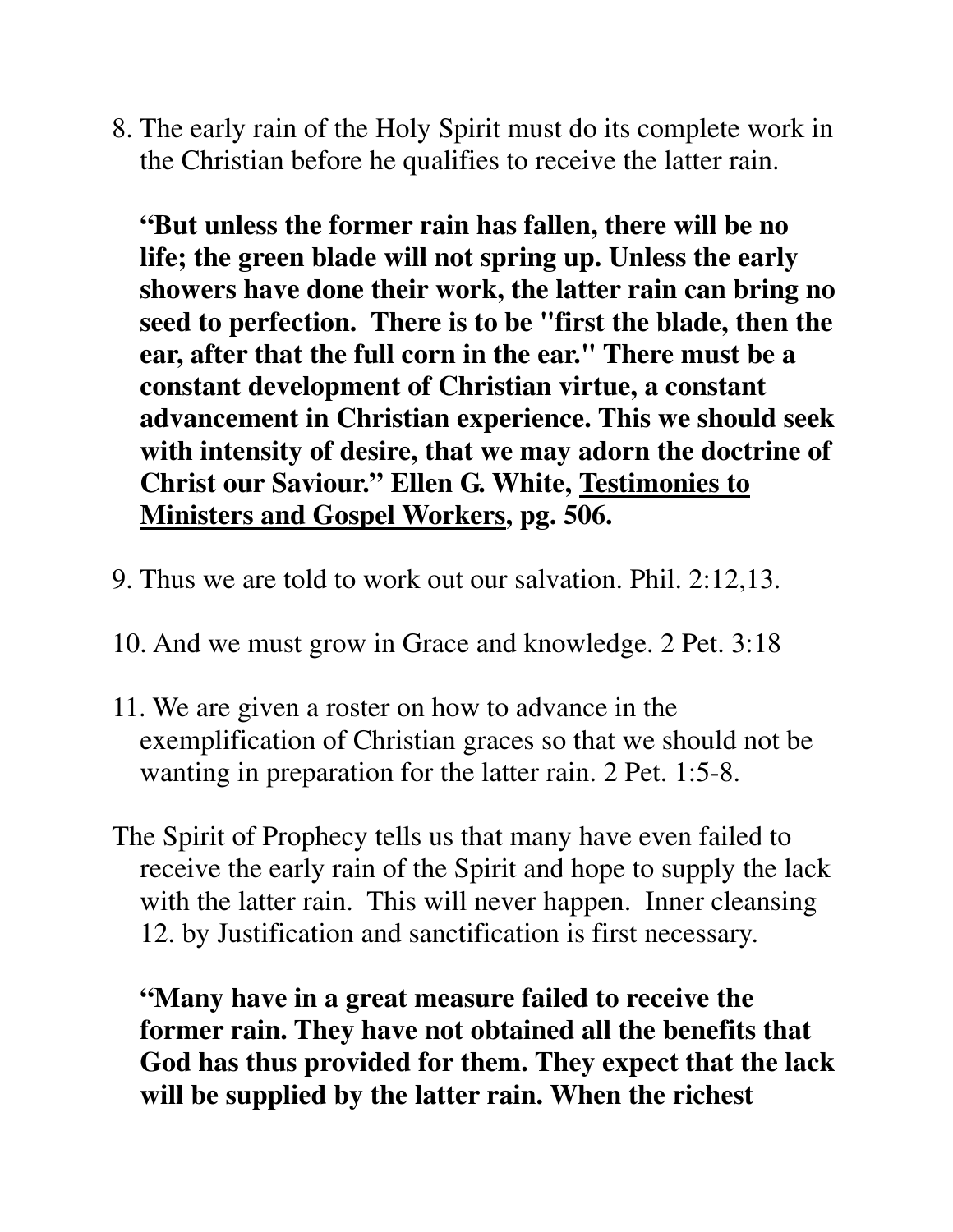8. The early rain of the Holy Spirit must do its complete work in the Christian before he qualifies to receive the latter rain.

   **“But unless the former rain has fallen, there will be no life; the green blade will not spring up. Unless the early showers have done their work, the latter rain can bring no seed to perfection. There is to be "first the blade, then the ear, after that the full corn in the ear." There must be a constant development of Christian virtue, a constant advancement in Christian experience. This we should seek with intensity of desire, that we may adorn the doctrine of Christ our Saviour.” Ellen G. White, <u>Testimonies to Ministers and Gospel Workers</u>, pg. 506.**

9. Thus we are told to work out our salvation. Phil. 2:12,13.

10. And we must grow in Grace and knowledge. 2 Pet. 3:18

11. We are given a roster on how to advance in the exemplification of Christian graces so that we should not be wanting in preparation for the latter rain. 2 Pet. 1:5-8.

The Spirit of Prophecy tells us that many have even failed to receive the early rain of the Spirit and hope to supply the lack with the latter rain. This will never happen. Inner cleansing 12. by Justification and sanctification is first necessary.

**“Many have in a great measure failed to receive the former rain. They have not obtained all the benefits that God has thus provided for them. They expect that the lack will be supplied by the latter rain. When the richest**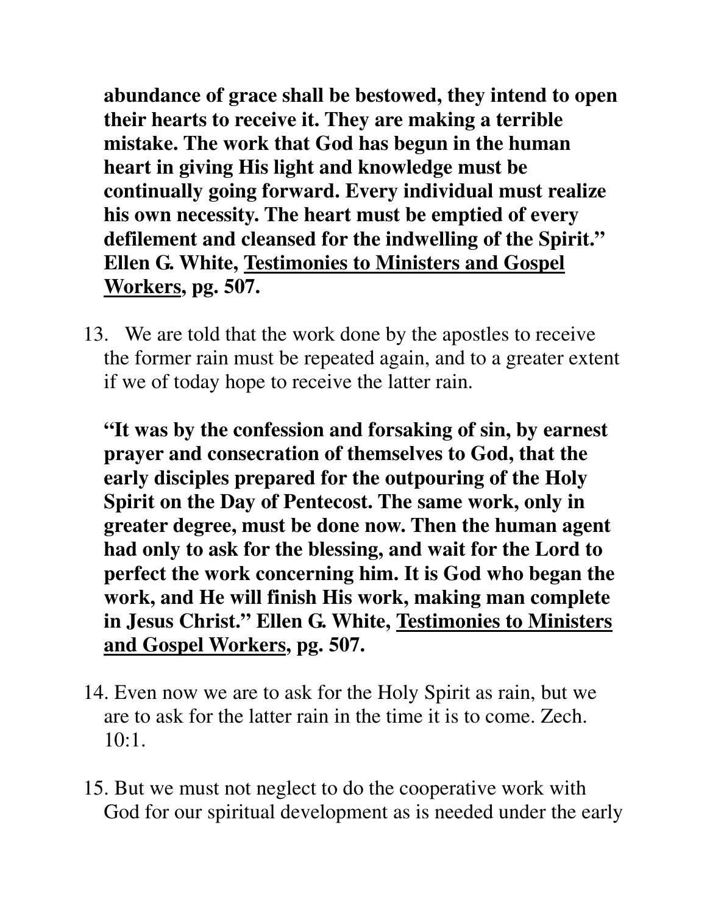**abundance of grace shall be bestowed, they intend to open their hearts to receive it. They are making a terrible mistake. The work that God has begun in the human heart in giving His light and knowledge must be continually going forward. Every individual must realize his own necessity. The heart must be emptied of every defilement and cleansed for the indwelling of the Spirit." Ellen G. White, <u>Testimonies to Ministers and Gospel Workers</u>, pg. 507.**

13. We are told that the work done by the apostles to receive the former rain must be repeated again, and to a greater extent if we of today hope to receive the latter rain.

    **"It was by the confession and forsaking of sin, by earnest prayer and consecration of themselves to God, that the early disciples prepared for the outpouring of the Holy Spirit on the Day of Pentecost. The same work, only in greater degree, must be done now. Then the human agent had only to ask for the blessing, and wait for the Lord to perfect the work concerning him. It is God who began the work, and He will finish His work, making man complete in Jesus Christ." Ellen G. White, <u>Testimonies to Ministers and Gospel Workers</u>, pg. 507.**

14. Even now we are to ask for the Holy Spirit as rain, but we are to ask for the latter rain in the time it is to come. Zech. 10:1.

15. But we must not neglect to do the cooperative work with God for our spiritual development as is needed under the early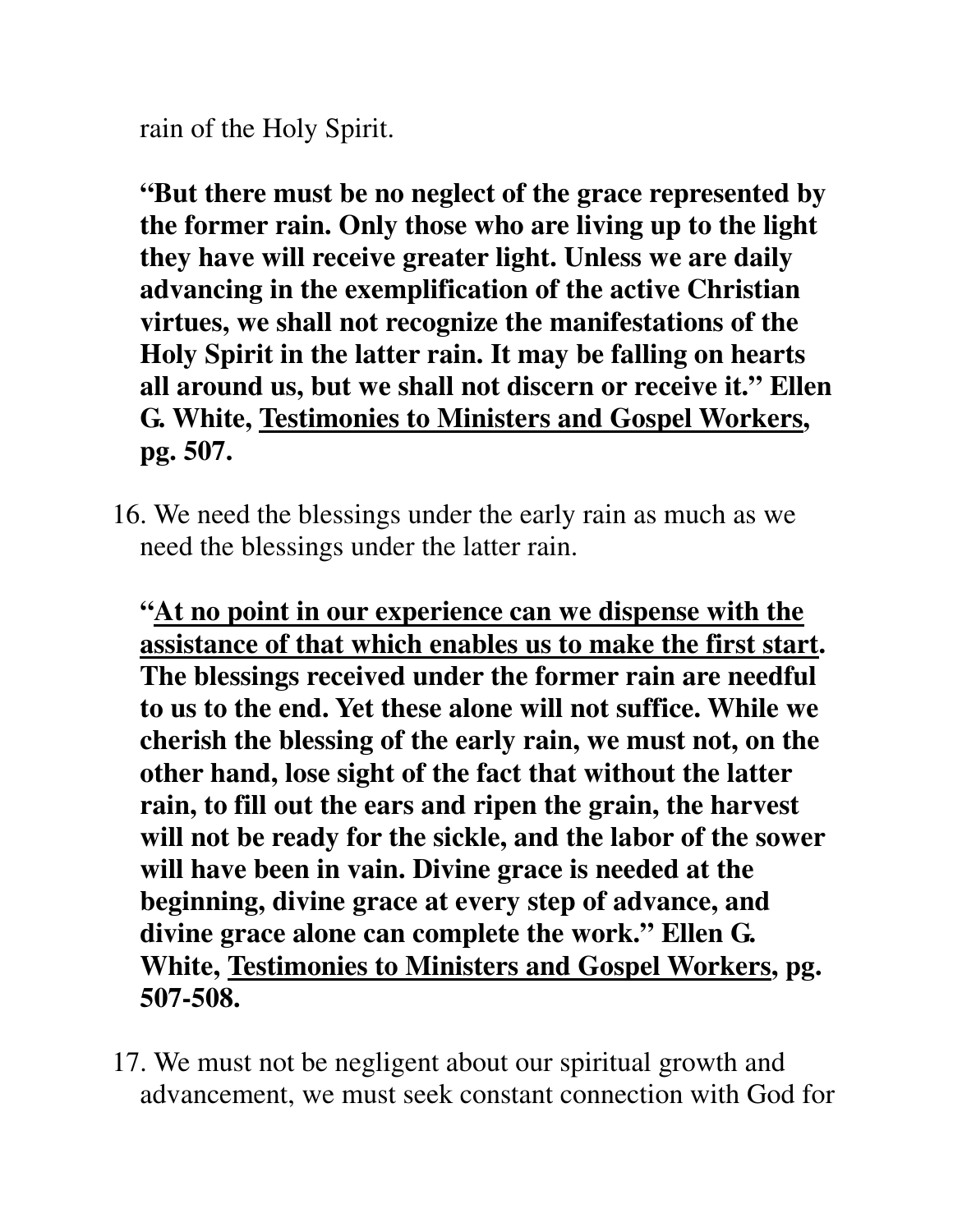rain of the Holy Spirit.

**"But there must be no neglect of the grace represented by the former rain. Only those who are living up to the light they have will receive greater light. Unless we are daily advancing in the exemplification of the active Christian virtues, we shall not recognize the manifestations of the Holy Spirit in the latter rain. It may be falling on hearts all around us, but we shall not discern or receive it." Ellen G. White, <u>Testimonies to Ministers and Gospel Workers</u>, pg. 507.**

16. We need the blessings under the early rain as much as we need the blessings under the latter rain.

    **"<u>At no point in our experience can we dispense with the assistance of that which enables us to make the first start</u>. The blessings received under the former rain are needful to us to the end. Yet these alone will not suffice. While we cherish the blessing of the early rain, we must not, on the other hand, lose sight of the fact that without the latter rain, to fill out the ears and ripen the grain, the harvest will not be ready for the sickle, and the labor of the sower will have been in vain. Divine grace is needed at the beginning, divine grace at every step of advance, and divine grace alone can complete the work." Ellen G. White, <u>Testimonies to Ministers and Gospel Workers</u>, pg. 507-508.**

17. We must not be negligent about our spiritual growth and advancement, we must seek constant connection with God for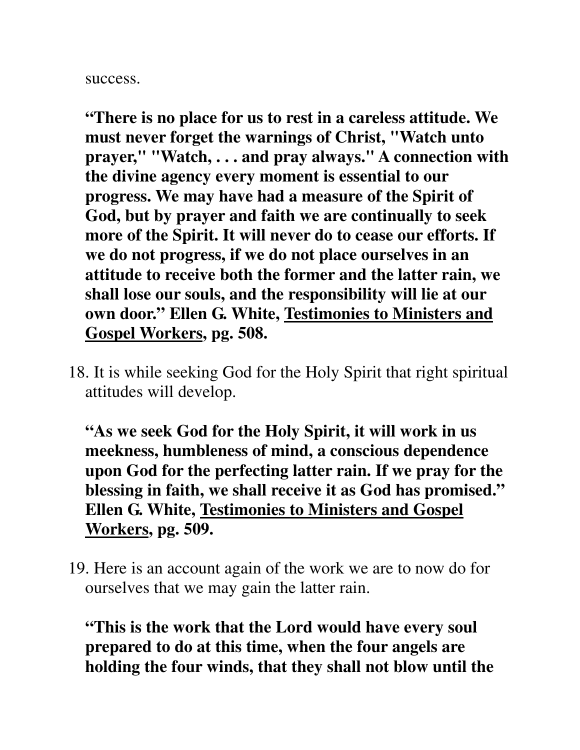success.

**“There is no place for us to rest in a careless attitude. We must never forget the warnings of Christ, "Watch unto prayer," "Watch, . . . and pray always." A connection with the divine agency every moment is essential to our progress. We may have had a measure of the Spirit of God, but by prayer and faith we are continually to seek more of the Spirit. It will never do to cease our efforts. If we do not progress, if we do not place ourselves in an attitude to receive both the former and the latter rain, we shall lose our souls, and the responsibility will lie at our own door.” Ellen G. White, <u>Testimonies to Ministers and Gospel Workers</u>, pg. 508.**

18. It is while seeking God for the Holy Spirit that right spiritual attitudes will develop.

    **“As we seek God for the Holy Spirit, it will work in us meekness, humbleness of mind, a conscious dependence upon God for the perfecting latter rain. If we pray for the blessing in faith, we shall receive it as God has promised.” Ellen G. White, <u>Testimonies to Ministers and Gospel Workers</u>, pg. 509.**

19. Here is an account again of the work we are to now do for ourselves that we may gain the latter rain.

    **“This is the work that the Lord would have every soul prepared to do at this time, when the four angels are holding the four winds, that they shall not blow until the**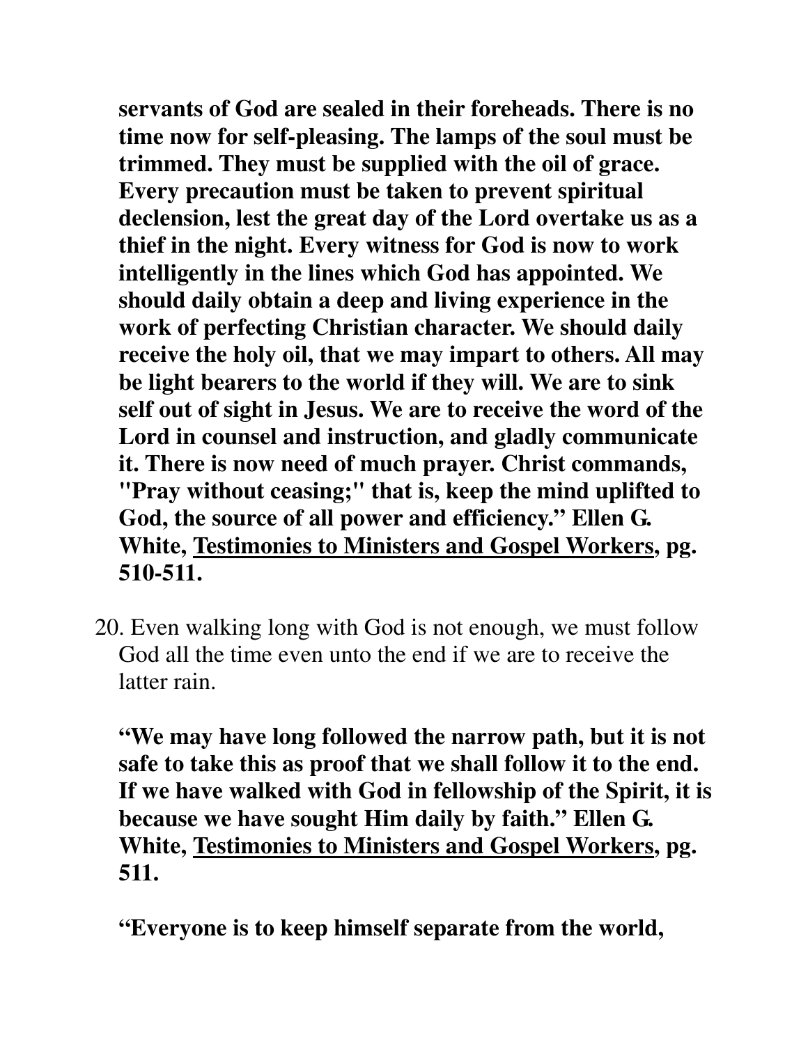**servants of God are sealed in their foreheads. There is no time now for self-pleasing. The lamps of the soul must be trimmed. They must be supplied with the oil of grace. Every precaution must be taken to prevent spiritual declension, lest the great day of the Lord overtake us as a thief in the night. Every witness for God is now to work intelligently in the lines which God has appointed. We should daily obtain a deep and living experience in the work of perfecting Christian character. We should daily receive the holy oil, that we may impart to others. All may be light bearers to the world if they will. We are to sink self out of sight in Jesus. We are to receive the word of the Lord in counsel and instruction, and gladly communicate it. There is now need of much prayer. Christ commands, "Pray without ceasing;" that is, keep the mind uplifted to God, the source of all power and efficiency." Ellen G. White, <u>Testimonies to Ministers and Gospel Workers</u>, pg. 510-511.**

20. Even walking long with God is not enough, we must follow God all the time even unto the end if we are to receive the latter rain.

    **"We may have long followed the narrow path, but it is not safe to take this as proof that we shall follow it to the end. If we have walked with God in fellowship of the Spirit, it is because we have sought Him daily by faith." Ellen G. White, <u>Testimonies to Ministers and Gospel Workers</u>, pg. 511.**

    **"Everyone is to keep himself separate from the world,**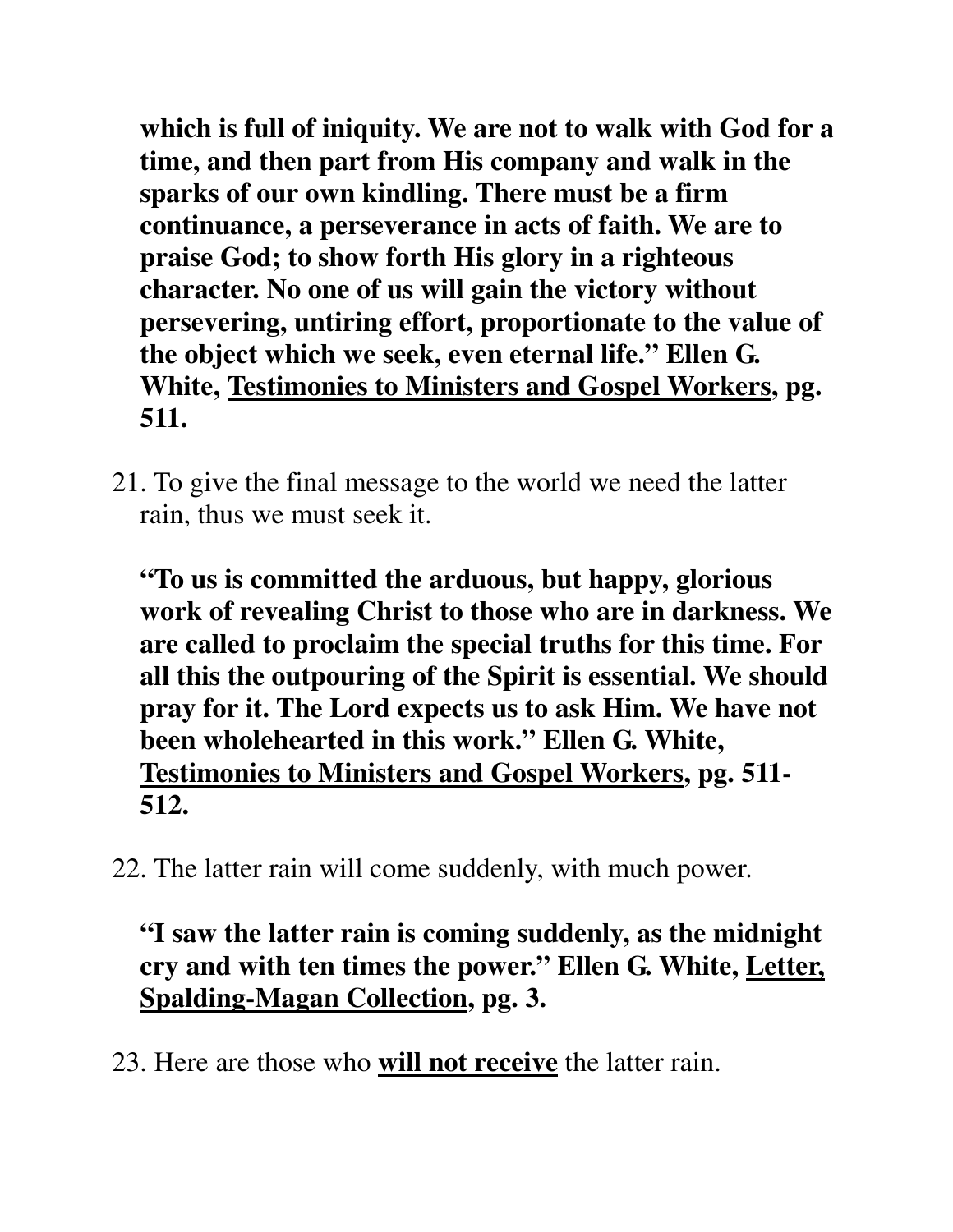**which is full of iniquity. We are not to walk with God for a time, and then part from His company and walk in the sparks of our own kindling. There must be a firm continuance, a perseverance in acts of faith. We are to praise God; to show forth His glory in a righteous character. No one of us will gain the victory without persevering, untiring effort, proportionate to the value of the object which we seek, even eternal life." Ellen G. White, <u>Testimonies to Ministers and Gospel Workers</u>, pg. 511.**

21. To give the final message to the world we need the latter rain, thus we must seek it.

    **"To us is committed the arduous, but happy, glorious work of revealing Christ to those who are in darkness. We are called to proclaim the special truths for this time. For all this the outpouring of the Spirit is essential. We should pray for it. The Lord expects us to ask Him. We have not been wholehearted in this work." Ellen G. White, <u>Testimonies to Ministers and Gospel Workers</u>, pg. 511-512.**

22. The latter rain will come suddenly, with much power.

    **"I saw the latter rain is coming suddenly, as the midnight cry and with ten times the power." Ellen G. White, <u>Letter, Spalding-Magan Collection</u>, pg. 3.**

23. Here are those who **<u>will not receive</u>** the latter rain.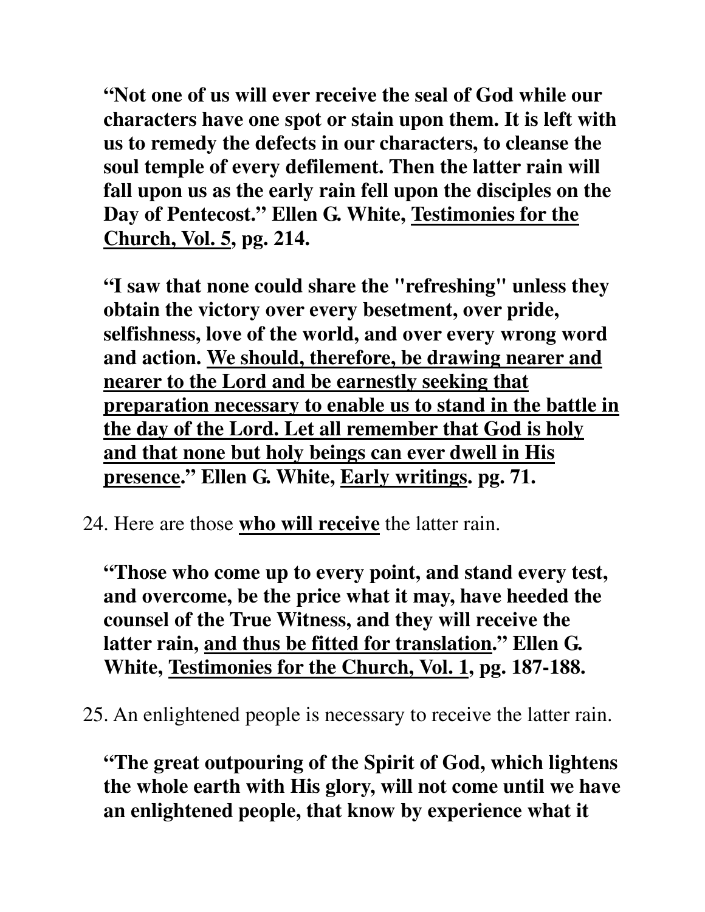**“Not one of us will ever receive the seal of God while our characters have one spot or stain upon them. It is left with us to remedy the defects in our characters, to cleanse the soul temple of every defilement. Then the latter rain will fall upon us as the early rain fell upon the disciples on the Day of Pentecost.” Ellen G. White, <u>Testimonies for the Church, Vol. 5</u>, pg. 214.**

**“I saw that none could share the "refreshing" unless they obtain the victory over every besetment, over pride, selfishness, love of the world, and over every wrong word and action. <u>We should, therefore, be drawing nearer and nearer to the Lord and be earnestly seeking that preparation necessary to enable us to stand in the battle in the day of the Lord. Let all remember that God is holy and that none but holy beings can ever dwell in His presence</u>.” Ellen G. White, <u>Early writings</u>. pg. 71.**

24. Here are those **<u>who will receive</u>** the latter rain.

**“Those who come up to every point, and stand every test, and overcome, be the price what it may, have heeded the counsel of the True Witness, and they will receive the latter rain, <u>and thus be fitted for translation</u>.” Ellen G. White, <u>Testimonies for the Church, Vol. 1</u>, pg. 187-188.**

25. An enlightened people is necessary to receive the latter rain.

**“The great outpouring of the Spirit of God, which lightens the whole earth with His glory, will not come until we have an enlightened people, that know by experience what it**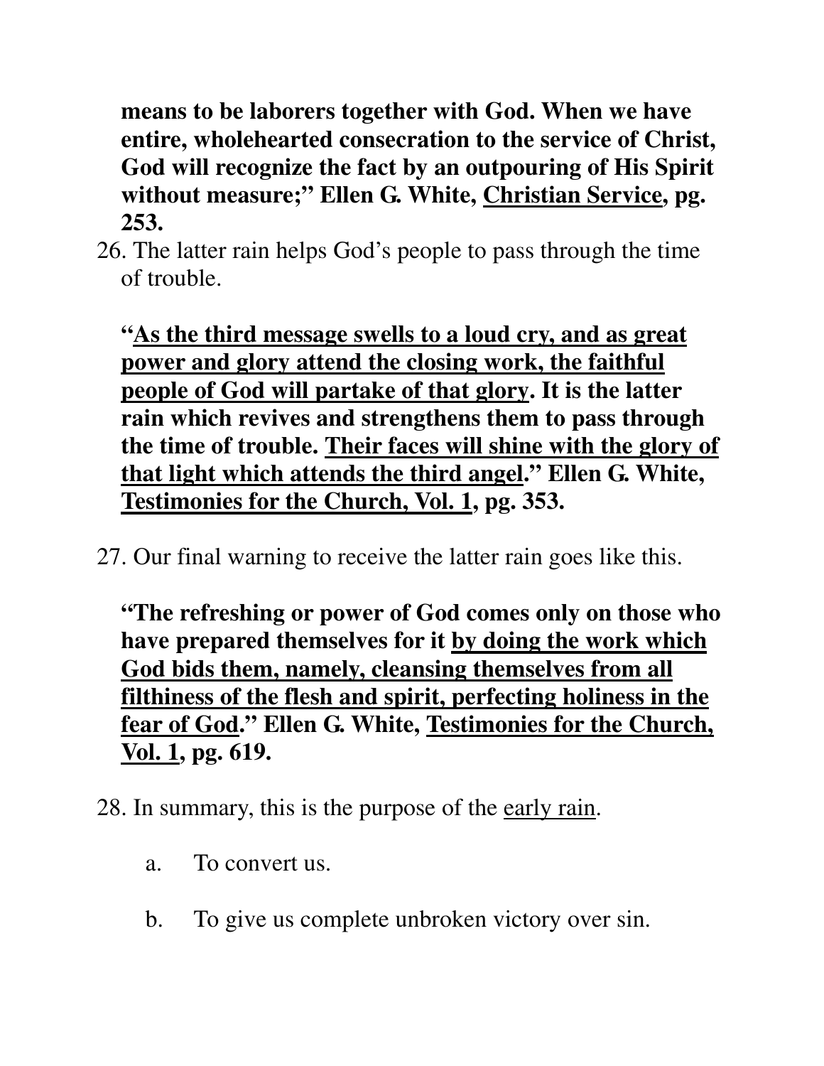**means to be laborers together with God. When we have entire, wholehearted consecration to the service of Christ, God will recognize the fact by an outpouring of His Spirit without measure;" Ellen G. White, <u>Christian Service</u>, pg. 253.**

26. The latter rain helps God's people to pass through the time of trouble.

    **"<u>As the third message swells to a loud cry, and as great power and glory attend the closing work, the faithful people of God will partake of that glory</u>. It is the latter rain which revives and strengthens them to pass through the time of trouble. <u>Their faces will shine with the glory of that light which attends the third angel</u>." Ellen G. White, <u>Testimonies for the Church, Vol. 1</u>, pg. 353.**

27. Our final warning to receive the latter rain goes like this.

    **"The refreshing or power of God comes only on those who have prepared themselves for it <u>by doing the work which God bids them, namely, cleansing themselves from all filthiness of the flesh and spirit, perfecting holiness in the fear of God</u>." Ellen G. White, <u>Testimonies for the Church, Vol. 1</u>, pg. 619.**

28. In summary, this is the purpose of the <u>early rain</u>.

    a. To convert us.

    b. To give us complete unbroken victory over sin.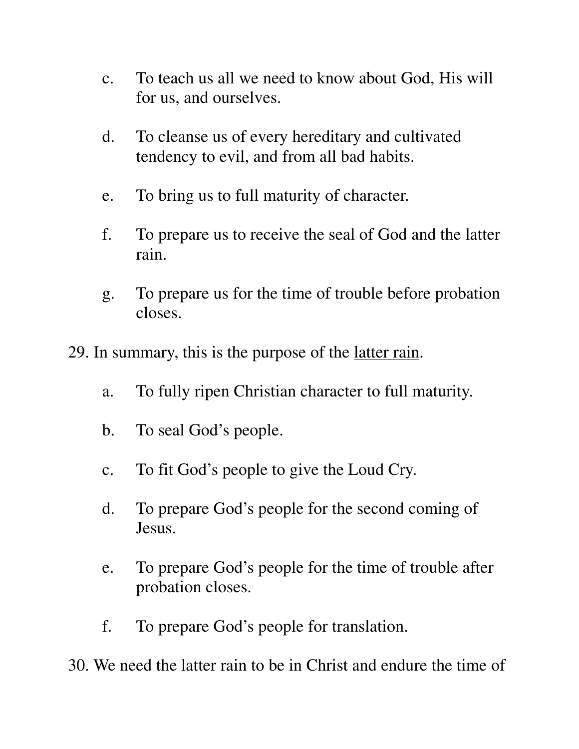c. To teach us all we need to know about God, His will for us, and ourselves.

d. To cleanse us of every hereditary and cultivated tendency to evil, and from all bad habits.

e. To bring us to full maturity of character.

f. To prepare us to receive the seal of God and the latter rain.

g. To prepare us for the time of trouble before probation closes.

29. In summary, this is the purpose of the <u>latter rain</u>.

a. To fully ripen Christian character to full maturity.

b. To seal God’s people.

c. To fit God’s people to give the Loud Cry.

d. To prepare God’s people for the second coming of Jesus.

e. To prepare God’s people for the time of trouble after probation closes.

f. To prepare God’s people for translation.

30. We need the latter rain to be in Christ and endure the time of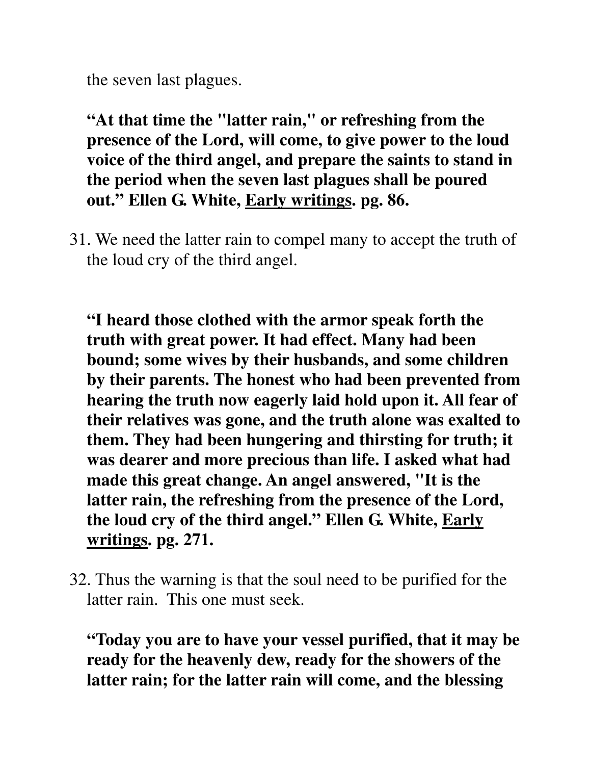the seven last plagues.

**“At that time the "latter rain," or refreshing from the presence of the Lord, will come, to give power to the loud voice of the third angel, and prepare the saints to stand in the period when the seven last plagues shall be poured out.” Ellen G. White, <u>Early writings</u>. pg. 86.**

31. We need the latter rain to compel many to accept the truth of the loud cry of the third angel.

**“I heard those clothed with the armor speak forth the truth with great power. It had effect. Many had been bound; some wives by their husbands, and some children by their parents. The honest who had been prevented from hearing the truth now eagerly laid hold upon it. All fear of their relatives was gone, and the truth alone was exalted to them. They had been hungering and thirsting for truth; it was dearer and more precious than life. I asked what had made this great change. An angel answered, "It is the latter rain, the refreshing from the presence of the Lord, the loud cry of the third angel.” Ellen G. White, <u>Early writings</u>. pg. 271.**

32. Thus the warning is that the soul need to be purified for the latter rain. This one must seek.

**“Today you are to have your vessel purified, that it may be ready for the heavenly dew, ready for the showers of the latter rain; for the latter rain will come, and the blessing**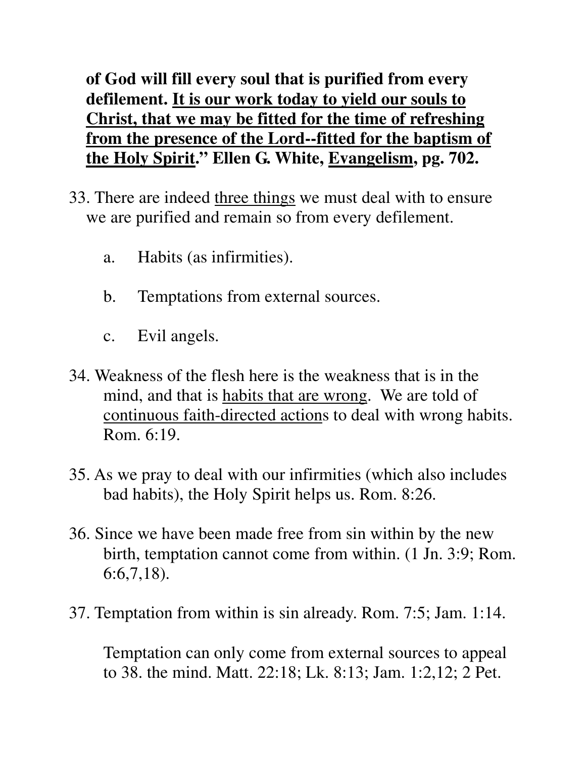**of God will fill every soul that is purified from every defilement. <u>It is our work today to yield our souls to Christ, that we may be fitted for the time of refreshing from the presence of the Lord--fitted for the baptism of the Holy Spirit</u>." Ellen G. White, <u>Evangelism</u>, pg. 702.**

33. There are indeed <u>three things</u> we must deal with to ensure we are purified and remain so from every defilement.

    a. Habits (as infirmities).

    b. Temptations from external sources.

    c. Evil angels.

34. Weakness of the flesh here is the weakness that is in the mind, and that is <u>habits that are wrong</u>. We are told of <u>continuous faith-directed action</u>s to deal with wrong habits. Rom. 6:19.

35. As we pray to deal with our infirmities (which also includes bad habits), the Holy Spirit helps us. Rom. 8:26.

36. Since we have been made free from sin within by the new birth, temptation cannot come from within. (1 Jn. 3:9; Rom. 6:6,7,18).

37. Temptation from within is sin already. Rom. 7:5; Jam. 1:14.

    Temptation can only come from external sources to appeal to 38. the mind. Matt. 22:18; Lk. 8:13; Jam. 1:2,12; 2 Pet.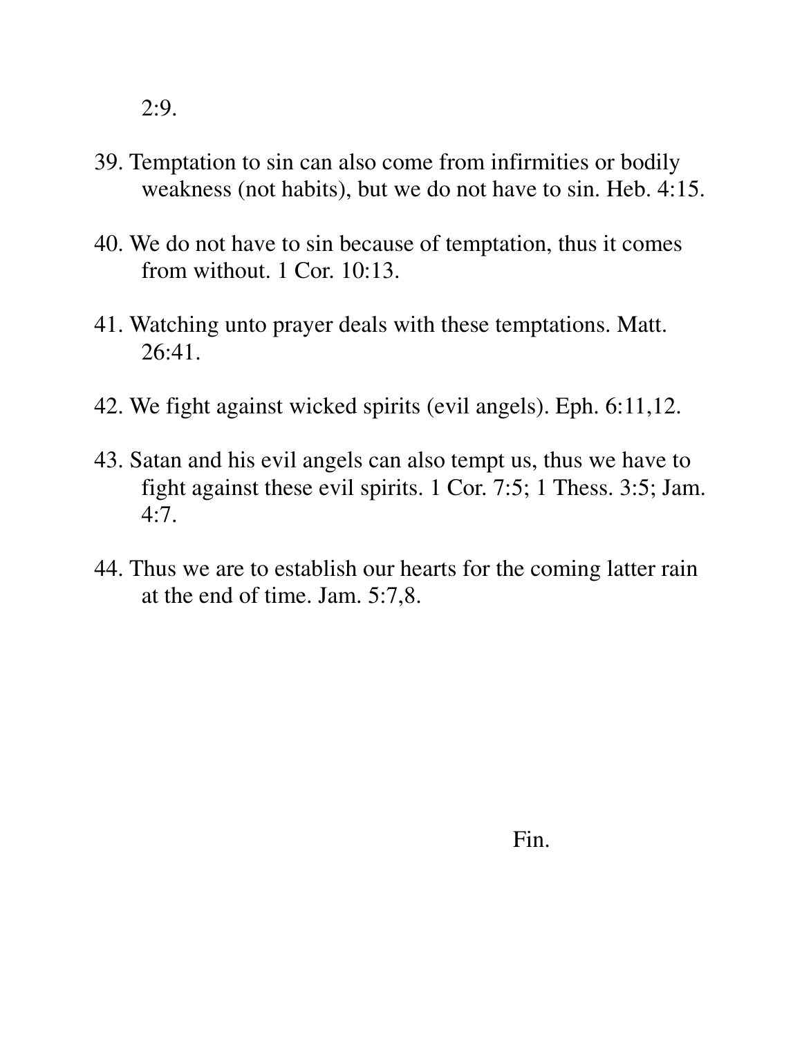2:9.

39. Temptation to sin can also come from infirmities or bodily weakness (not habits), but we do not have to sin. Heb. 4:15.

40. We do not have to sin because of temptation, thus it comes from without. 1 Cor. 10:13.

41. Watching unto prayer deals with these temptations. Matt. 26:41.

42. We fight against wicked spirits (evil angels). Eph. 6:11,12.

43. Satan and his evil angels can also tempt us, thus we have to fight against these evil spirits. 1 Cor. 7:5; 1 Thess. 3:5; Jam. 4:7.

44. Thus we are to establish our hearts for the coming latter rain at the end of time. Jam. 5:7,8.

Fin.